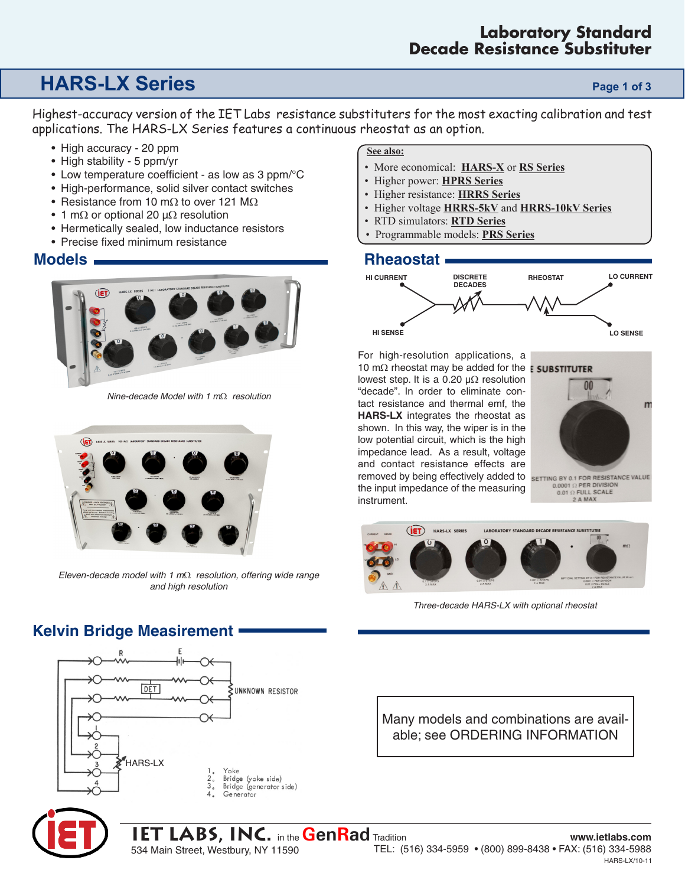# Laboratory Standard Decade Resistance Substituter

## HARS-LX Series

Highest-accuracy version of the IET Labs resistance substituters for the most exacting calibration and test applications. The HARS-LX Series features a continuous rheostat as an option.

- High accuracy - 20 ppm
- High stability - 5 ppm/yr
- Low temperature coefficient - as low as 3 ppm/°C
- High-performance, solid silver contact switches
- Resistance from 10 mΩ to over 121 MΩ
- 1 mΩ or optional 20 µΩ resolution
- Hermetically sealed, low inductance resistors
- Precise fixed minimum resistance

**See also:**

- More economical: **HARS-X** or **RS Series**
- Higher power: **HPRS Series**
- Higher resistance: **HRRS Series**
- Higher voltage **HRRS-5kV** and **HRRS-10kV Series**
- RTD simulators: **RTD Series**
- Programmable models: **PRS Series**

## Models

*Nine-decade Model with 1 mΩ resolution*

*Eleven-decade model with 1 mΩ resolution, offering wide range and high resolution*

## Rheostat

HI CURRENT
DISCRETE DECADES
RHEOSTAT
LO CURRENT
HI SENSE
LO SENSE

For high-resolution applications, a 10 mΩ rheostat may be added for the lowest step. It is a 0.20 µΩ resolution "decade". In order to eliminate contact resistance and thermal emf, the **HARS-LX** integrates the rheostat as shown. In this way, the wiper is in the low potential circuit, which is the high impedance lead. As a result, voltage and contact resistance effects are removed by being effectively added to the input impedance of the measuring instrument.

*Three-decade HARS-LX with optional rheostat*

## Kelvin Bridge Measirement

R
E
DET
UNKNOWN RESISTOR
HARS-LX

1. Yoke
2. Bridge (yoke side)
3. Bridge (generator side)
4. Generator

Many models and combinations are available; see ORDERING INFORMATION

**IET LABS, INC.** in the **GenRad** Tradition
534 Main Street, Westbury, NY 11590

www.ietlabs.com
TEL: (516) 334-5959 • (800) 899-8438 • FAX: (516) 334-5988
HARS-LX/10-11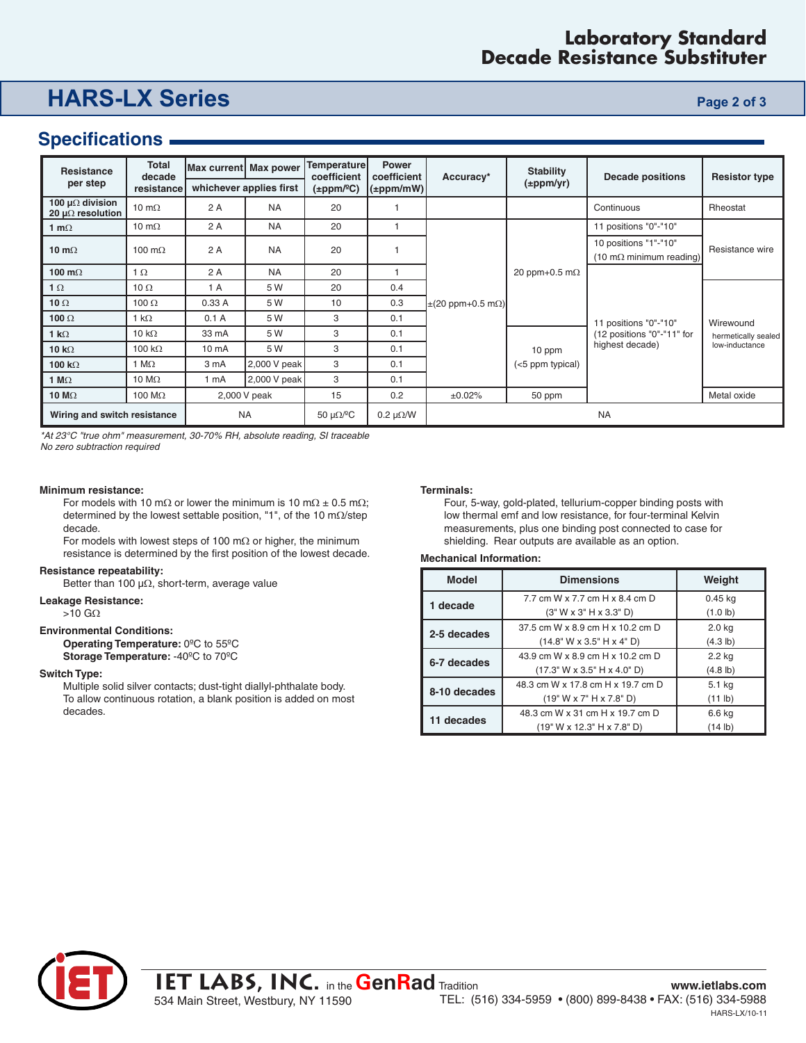## Specifications

| Resistance per step | Total decade resistance | Max current | Max power | Temperature coefficient (±ppm/ºC) | Power coefficient (±ppm/mW) | Accuracy* | Stability (±ppm/yr) | Decade positions | Resistor type |
|---|---|---|---|---|---|---|---|---|---|
| | | whichever applies first | | | | | | | |
| **100 μΩ division 20 μΩ resolution** | 10 mΩ | 2 A | NA | 20 | 1 | | | Continuous | Rheostat |
| **1 mΩ** | 10 mΩ | 2 A | NA | 20 | 1 | ±(20 ppm+0.5 mΩ) | 20 ppm+0.5 mΩ | 11 positions "0"-"10" | Resistance wire |
| **10 mΩ** | 100 mΩ | 2 A | NA | 20 | 1 | | | 10 positions "1"-"10" (10 mΩ minimum reading) | |
| **100 mΩ** | 1 Ω | 2 A | NA | 20 | 1 | | | 11 positions "0"-"10" (12 positions "0"-"11" for highest decade) | |
| **1 Ω** | 10 Ω | 1 A | 5 W | 20 | 0.4 | | | | Wirewound hermetically sealed low-inductance |
| **10 Ω** | 100 Ω | 0.33 A | 5 W | 10 | 0.3 | | | | |
| **100 Ω** | 1 kΩ | 0.1 A | 5 W | 3 | 0.1 | | | | |
| **1 kΩ** | 10 kΩ | 33 mA | 5 W | 3 | 0.1 | | 10 ppm (<5 ppm typical) | | |
| **10 kΩ** | 100 kΩ | 10 mA | 5 W | 3 | 0.1 | | | | |
| **100 kΩ** | 1 MΩ | 3 mA | 2,000 V peak | 3 | 0.1 | | | | |
| **1 MΩ** | 10 MΩ | 1 mA | 2,000 V peak | 3 | 0.1 | | | | |
| **10 MΩ** | 100 MΩ | 2,000 V peak | | 15 | 0.2 | ±0.02% | 50 ppm | | Metal oxide |
| **Wiring and switch resistance** | | NA | | 50 μΩ/ºC | 0.2 μΩ/W | NA | | | |

*\*At 23°C "true ohm" measurement, 30-70% RH, absolute reading, SI traceable*
*No zero subtraction required*

**Minimum resistance:**

For models with 10 mΩ or lower the minimum is 10 mΩ ± 0.5 mΩ; determined by the lowest settable position, "1", of the 10 mΩ/step decade.

For models with lowest steps of 100 mΩ or higher, the minimum resistance is determined by the first position of the lowest decade.

**Resistance repeatability:**

Better than 100 μΩ, short-term, average value

**Leakage Resistance:**

>10 GΩ

**Environmental Conditions:**

**Operating Temperature:** 0ºC to 55ºC
**Storage Temperature:** -40ºC to 70ºC

**Switch Type:**

Multiple solid silver contacts; dust-tight diallyl-phthalate body. To allow continuous rotation, a blank position is added on most decades.

**Terminals:**

Four, 5-way, gold-plated, tellurium-copper binding posts with low thermal emf and low resistance, for four-terminal Kelvin measurements, plus one binding post connected to case for shielding. Rear outputs are available as an option.

**Mechanical Information:**

| Model | Dimensions | Weight |
|---|---|---|
| **1 decade** | 7.7 cm W x 7.7 cm H x 8.4 cm D (3" W x 3" H x 3.3" D) | 0.45 kg (1.0 lb) |
| **2-5 decades** | 37.5 cm W x 8.9 cm H x 10.2 cm D (14.8" W x 3.5" H x 4" D) | 2.0 kg (4.3 lb) |
| **6-7 decades** | 43.9 cm W x 8.9 cm H x 10.2 cm D (17.3" W x 3.5" H x 4.0" D) | 2.2 kg (4.8 lb) |
| **8-10 decades** | 48.3 cm W x 17.8 cm H x 19.7 cm D (19" W x 7" H x 7.8" D) | 5.1 kg (11 lb) |
| **11 decades** | 48.3 cm W x 31 cm H x 19.7 cm D (19" W x 12.3" H x 7.8" D) | 6.6 kg (14 lb) |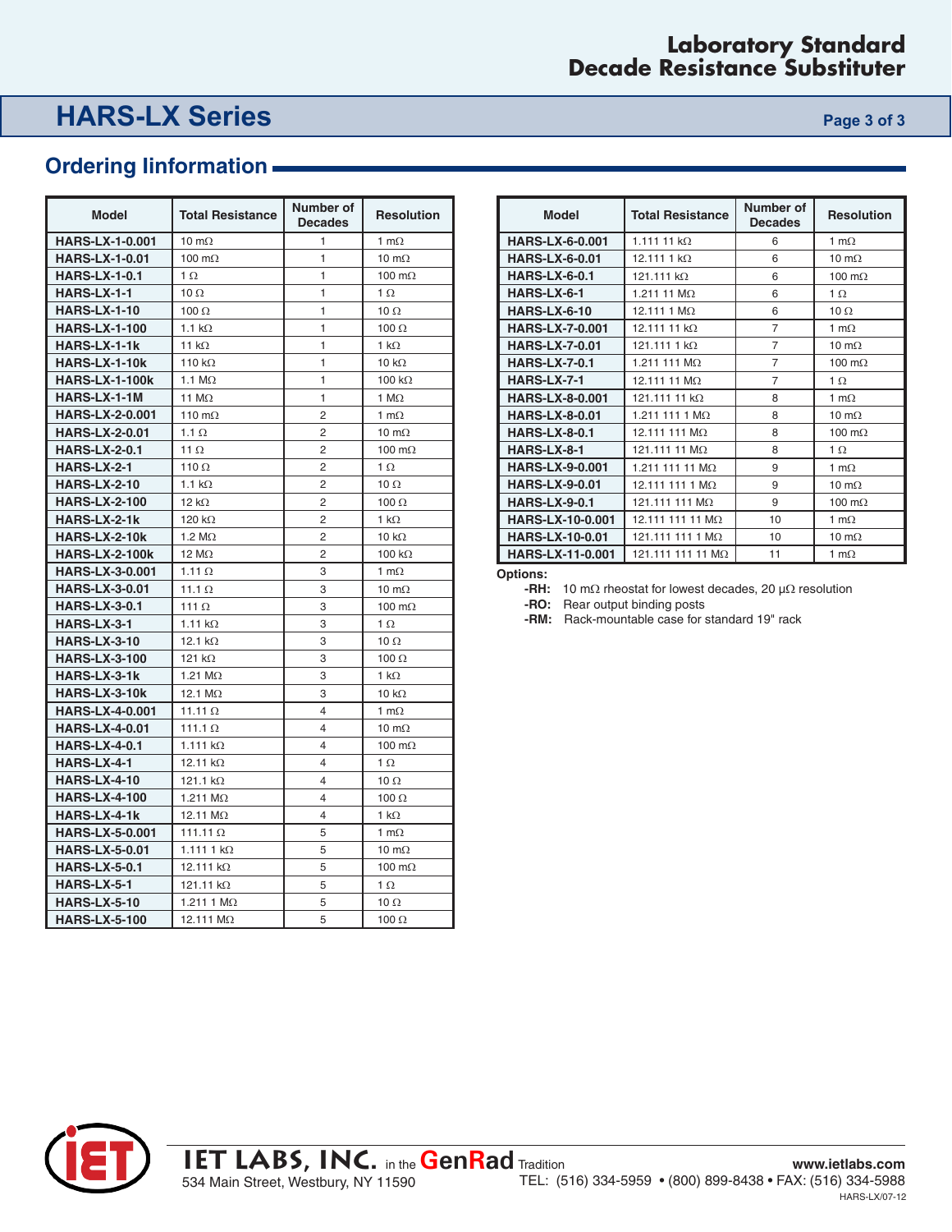# Laboratory Standard Decade Resistance Substituter

## HARS-LX Series

## Ordering Iinformation

| Model | Total Resistance | Number of Decades | Resolution |
|---|---|---|---|
| HARS-LX-1-0.001 | 10 mΩ | 1 | 1 mΩ |
| HARS-LX-1-0.01 | 100 mΩ | 1 | 10 mΩ |
| HARS-LX-1-0.1 | 1 Ω | 1 | 100 mΩ |
| HARS-LX-1-1 | 10 Ω | 1 | 1 Ω |
| HARS-LX-1-10 | 100 Ω | 1 | 10 Ω |
| HARS-LX-1-100 | 1.1 kΩ | 1 | 100 Ω |
| HARS-LX-1-1k | 11 kΩ | 1 | 1 kΩ |
| HARS-LX-1-10k | 110 kΩ | 1 | 10 kΩ |
| HARS-LX-1-100k | 1.1 MΩ | 1 | 100 kΩ |
| HARS-LX-1-1M | 11 MΩ | 1 | 1 MΩ |
| HARS-LX-2-0.001 | 110 mΩ | 2 | 1 mΩ |
| HARS-LX-2-0.01 | 1.1 Ω | 2 | 10 mΩ |
| HARS-LX-2-0.1 | 11 Ω | 2 | 100 mΩ |
| HARS-LX-2-1 | 110 Ω | 2 | 1 Ω |
| HARS-LX-2-10 | 1.1 kΩ | 2 | 10 Ω |
| HARS-LX-2-100 | 12 kΩ | 2 | 100 Ω |
| HARS-LX-2-1k | 120 kΩ | 2 | 1 kΩ |
| HARS-LX-2-10k | 1.2 MΩ | 2 | 10 kΩ |
| HARS-LX-2-100k | 12 MΩ | 2 | 100 kΩ |
| HARS-LX-3-0.001 | 1.11 Ω | 3 | 1 mΩ |
| HARS-LX-3-0.01 | 11.1 Ω | 3 | 10 mΩ |
| HARS-LX-3-0.1 | 111 Ω | 3 | 100 mΩ |
| HARS-LX-3-1 | 1.11 kΩ | 3 | 1 Ω |
| HARS-LX-3-10 | 12.1 kΩ | 3 | 10 Ω |
| HARS-LX-3-100 | 121 kΩ | 3 | 100 Ω |
| HARS-LX-3-1k | 1.21 MΩ | 3 | 1 kΩ |
| HARS-LX-3-10k | 12.1 MΩ | 3 | 10 kΩ |
| HARS-LX-4-0.001 | 11.11 Ω | 4 | 1 mΩ |
| HARS-LX-4-0.01 | 111.1 Ω | 4 | 10 mΩ |
| HARS-LX-4-0.1 | 1.111 kΩ | 4 | 100 mΩ |
| HARS-LX-4-1 | 12.11 kΩ | 4 | 1 Ω |
| HARS-LX-4-10 | 121.1 kΩ | 4 | 10 Ω |
| HARS-LX-4-100 | 1.211 MΩ | 4 | 100 Ω |
| HARS-LX-4-1k | 12.11 MΩ | 4 | 1 kΩ |
| HARS-LX-5-0.001 | 111.11 Ω | 5 | 1 mΩ |
| HARS-LX-5-0.01 | 1.111 1 kΩ | 5 | 10 mΩ |
| HARS-LX-5-0.1 | 12.111 kΩ | 5 | 100 mΩ |
| HARS-LX-5-1 | 121.11 kΩ | 5 | 1 Ω |
| HARS-LX-5-10 | 1.211 1 MΩ | 5 | 10 Ω |
| HARS-LX-5-100 | 12.111 MΩ | 5 | 100 Ω |
| HARS-LX-6-0.001 | 1.111 11 kΩ | 6 | 1 mΩ |
| HARS-LX-6-0.01 | 12.111 1 kΩ | 6 | 10 mΩ |
| HARS-LX-6-0.1 | 121.111 kΩ | 6 | 100 mΩ |
| HARS-LX-6-1 | 1.211 11 MΩ | 6 | 1 Ω |
| HARS-LX-6-10 | 12.111 1 MΩ | 6 | 10 Ω |
| HARS-LX-7-0.001 | 12.111 11 kΩ | 7 | 1 mΩ |
| HARS-LX-7-0.01 | 121.111 1 kΩ | 7 | 10 mΩ |
| HARS-LX-7-0.1 | 1.211 111 MΩ | 7 | 100 mΩ |
| HARS-LX-7-1 | 12.111 11 MΩ | 7 | 1 Ω |
| HARS-LX-8-0.001 | 121.111 11 kΩ | 8 | 1 mΩ |
| HARS-LX-8-0.01 | 1.211 111 1 MΩ | 8 | 10 mΩ |
| HARS-LX-8-0.1 | 12.111 111 MΩ | 8 | 100 mΩ |
| HARS-LX-8-1 | 121.111 11 MΩ | 8 | 1 Ω |
| HARS-LX-9-0.001 | 1.211 111 11 MΩ | 9 | 1 mΩ |
| HARS-LX-9-0.01 | 12.111 111 1 MΩ | 9 | 10 mΩ |
| HARS-LX-9-0.1 | 121.111 111 MΩ | 9 | 100 mΩ |
| HARS-LX-10-0.001 | 12.111 111 11 MΩ | 10 | 1 mΩ |
| HARS-LX-10-0.01 | 121.111 111 1 MΩ | 10 | 10 mΩ |
| HARS-LX-11-0.001 | 121.111 111 11 MΩ | 11 | 1 mΩ |

**Options:**

- **-RH:** 10 mΩ rheostat for lowest decades, 20 μΩ resolution
- **-RO:** Rear output binding posts
- **-RM:** Rack-mountable case for standard 19" rack

**IET LABS, INC.** in the **GenRad** Tradition
534 Main Street, Westbury, NY 11590

www.ietlabs.com
TEL: (516) 334-5959 • (800) 899-8438 • FAX: (516) 334-5988

HARS-LX/07-12